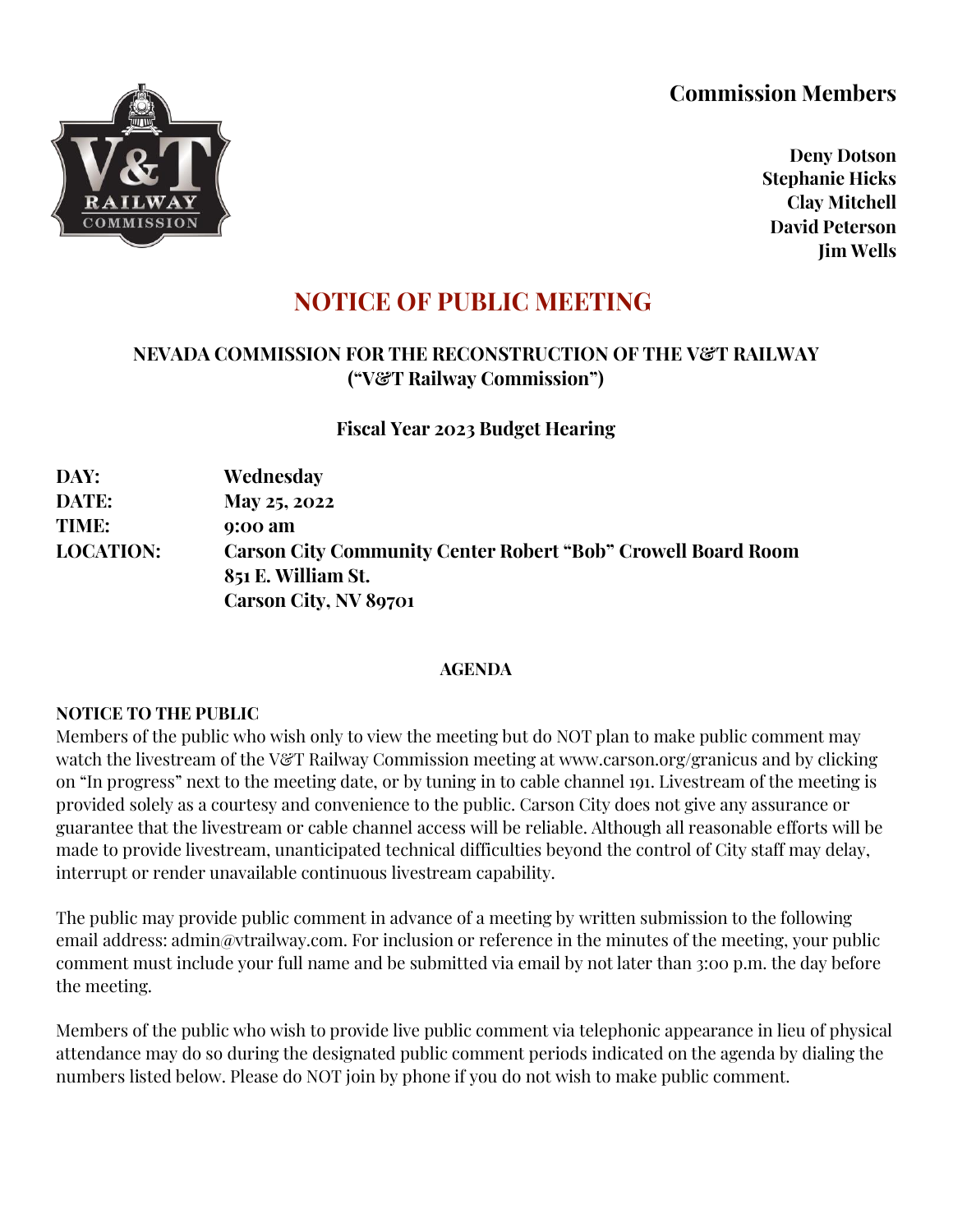## Commission Members

**Deny Dotson**
**Stephanie Hicks**
**Clay Mitchell**
**David Peterson**
**Jim Wells**

# NOTICE OF PUBLIC MEETING

### NEVADA COMMISSION FOR THE RECONSTRUCTION OF THE V&T RAILWAY ("V&T Railway Commission")

### Fiscal Year 2023 Budget Hearing

**DAY:** Wednesday
**DATE:** May 25, 2022
**TIME:** 9:00 am
**LOCATION:** Carson City Community Center Robert "Bob" Crowell Board Room
851 E. William St.
Carson City, NV 89701

### AGENDA

**NOTICE TO THE PUBLIC**

Members of the public who wish only to view the meeting but do NOT plan to make public comment may watch the livestream of the V&T Railway Commission meeting at www.carson.org/granicus and by clicking on "In progress" next to the meeting date, or by tuning in to cable channel 191. Livestream of the meeting is provided solely as a courtesy and convenience to the public. Carson City does not give any assurance or guarantee that the livestream or cable channel access will be reliable. Although all reasonable efforts will be made to provide livestream, unanticipated technical difficulties beyond the control of City staff may delay, interrupt or render unavailable continuous livestream capability.

The public may provide public comment in advance of a meeting by written submission to the following email address: admin@vtrailway.com. For inclusion or reference in the minutes of the meeting, your public comment must include your full name and be submitted via email by not later than 3:00 p.m. the day before the meeting.

Members of the public who wish to provide live public comment via telephonic appearance in lieu of physical attendance may do so during the designated public comment periods indicated on the agenda by dialing the numbers listed below. Please do NOT join by phone if you do not wish to make public comment.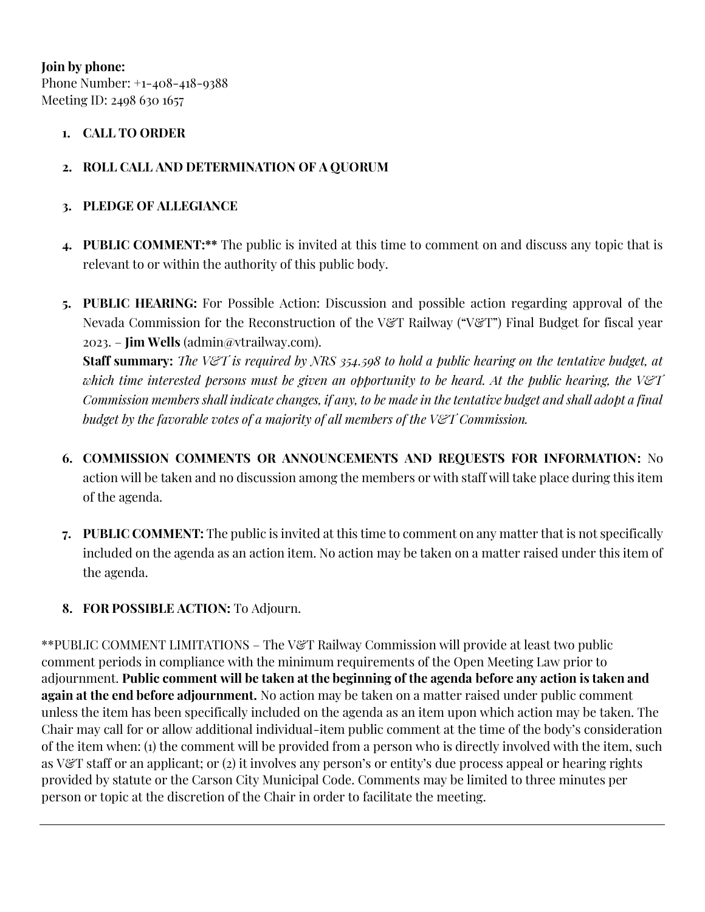**Join by phone:**
Phone Number: +1-408-418-9388
Meeting ID: 2498 630 1657

1. **CALL TO ORDER**

2. **ROLL CALL AND DETERMINATION OF A QUORUM**

3. **PLEDGE OF ALLEGIANCE**

4. **PUBLIC COMMENT:**** The public is invited at this time to comment on and discuss any topic that is relevant to or within the authority of this public body.

5. **PUBLIC HEARING:** For Possible Action: Discussion and possible action regarding approval of the Nevada Commission for the Reconstruction of the V&T Railway ("V&T") Final Budget for fiscal year 2023. – **Jim Wells** (admin@vtrailway.com).
   **Staff summary:** *The V&T is required by NRS 354.598 to hold a public hearing on the tentative budget, at which time interested persons must be given an opportunity to be heard. At the public hearing, the V&T Commission members shall indicate changes, if any, to be made in the tentative budget and shall adopt a final budget by the favorable votes of a majority of all members of the V&T Commission.*

6. **COMMISSION COMMENTS OR ANNOUNCEMENTS AND REQUESTS FOR INFORMATION:** No action will be taken and no discussion among the members or with staff will take place during this item of the agenda.

7. **PUBLIC COMMENT:** The public is invited at this time to comment on any matter that is not specifically included on the agenda as an action item. No action may be taken on a matter raised under this item of the agenda.

8. **FOR POSSIBLE ACTION:** To Adjourn.

**PUBLIC COMMENT LIMITATIONS – The V&T Railway Commission will provide at least two public comment periods in compliance with the minimum requirements of the Open Meeting Law prior to adjournment. **Public comment will be taken at the beginning of the agenda before any action is taken and again at the end before adjournment.** No action may be taken on a matter raised under public comment unless the item has been specifically included on the agenda as an item upon which action may be taken. The Chair may call for or allow additional individual-item public comment at the time of the body's consideration of the item when: (1) the comment will be provided from a person who is directly involved with the item, such as V&T staff or an applicant; or (2) it involves any person's or entity's due process appeal or hearing rights provided by statute or the Carson City Municipal Code. Comments may be limited to three minutes per person or topic at the discretion of the Chair in order to facilitate the meeting.

---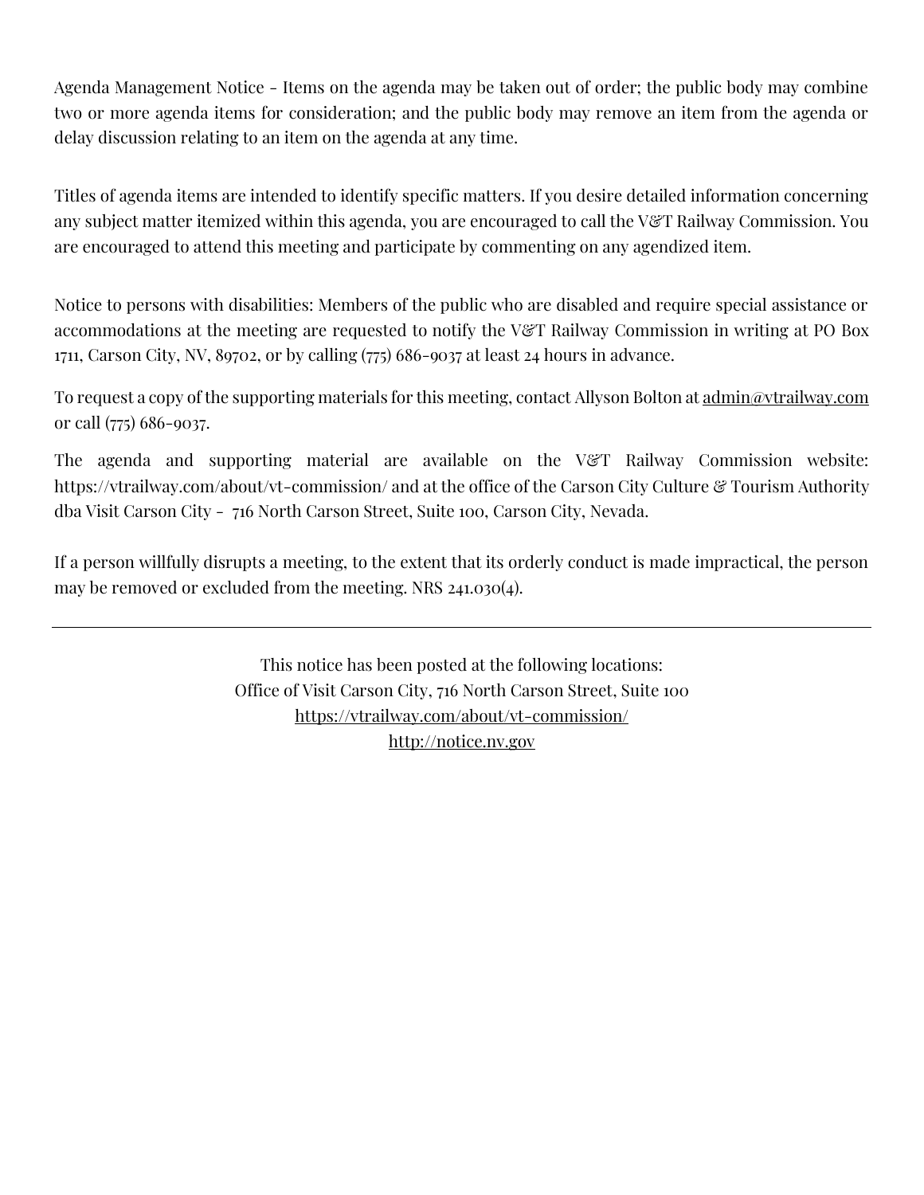Agenda Management Notice - Items on the agenda may be taken out of order; the public body may combine two or more agenda items for consideration; and the public body may remove an item from the agenda or delay discussion relating to an item on the agenda at any time.

Titles of agenda items are intended to identify specific matters. If you desire detailed information concerning any subject matter itemized within this agenda, you are encouraged to call the V&T Railway Commission. You are encouraged to attend this meeting and participate by commenting on any agendized item.

Notice to persons with disabilities: Members of the public who are disabled and require special assistance or accommodations at the meeting are requested to notify the V&T Railway Commission in writing at PO Box 1711, Carson City, NV, 89702, or by calling (775) 686-9037 at least 24 hours in advance.

To request a copy of the supporting materials for this meeting, contact Allyson Bolton at admin@vtrailway.com or call (775) 686-9037.

The agenda and supporting material are available on the V&T Railway Commission website: https://vtrailway.com/about/vt-commission/ and at the office of the Carson City Culture & Tourism Authority dba Visit Carson City - 716 North Carson Street, Suite 100, Carson City, Nevada.

If a person willfully disrupts a meeting, to the extent that its orderly conduct is made impractical, the person may be removed or excluded from the meeting. NRS 241.030(4).

---

This notice has been posted at the following locations:
Office of Visit Carson City, 716 North Carson Street, Suite 100
https://vtrailway.com/about/vt-commission/
http://notice.nv.gov